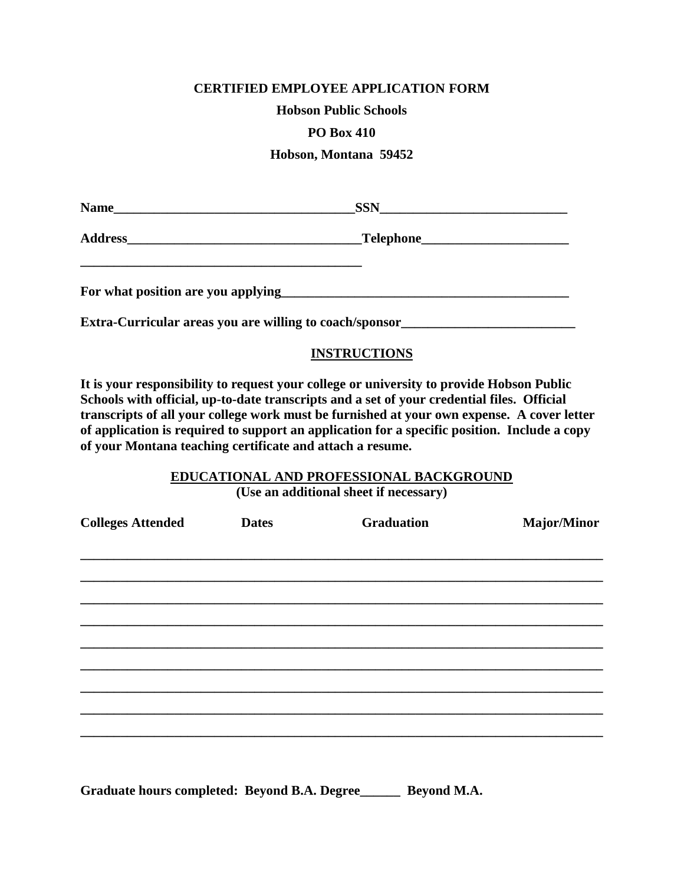**CERTIFIED EMPLOYEE APPLICATION FORM**

**Hobson Public Schools**

**PO Box 410**

**Hobson, Montana 59452**

**Name**____________________________________**SSN**____________________________

**Address**__________________________________**Telephone**______________________

___________________________________________

**For what position are you applying**____________________________________________

**Extra-Curricular areas you are willing to coach/sponsor**__________________________

**INSTRUCTIONS**

**It is your responsibility to request your college or university to provide Hobson Public Schools with official, up-to-date transcripts and a set of your credential files. Official transcripts of all your college work must be furnished at your own expense. A cover letter of application is required to support an application for a specific position. Include a copy of your Montana teaching certificate and attach a resume.**

**EDUCATIONAL AND PROFESSIONAL BACKGROUND**
**(Use an additional sheet if necessary)**

| Colleges Attended | Dates | Graduation | Major/Minor |
| --- | --- | --- | --- |
| | | | |
| | | | |
| | | | |
| | | | |
| | | | |
| | | | |
| | | | |
| | | | |
| | | | |

**Graduate hours completed: Beyond B.A. Degree______ Beyond M.A.**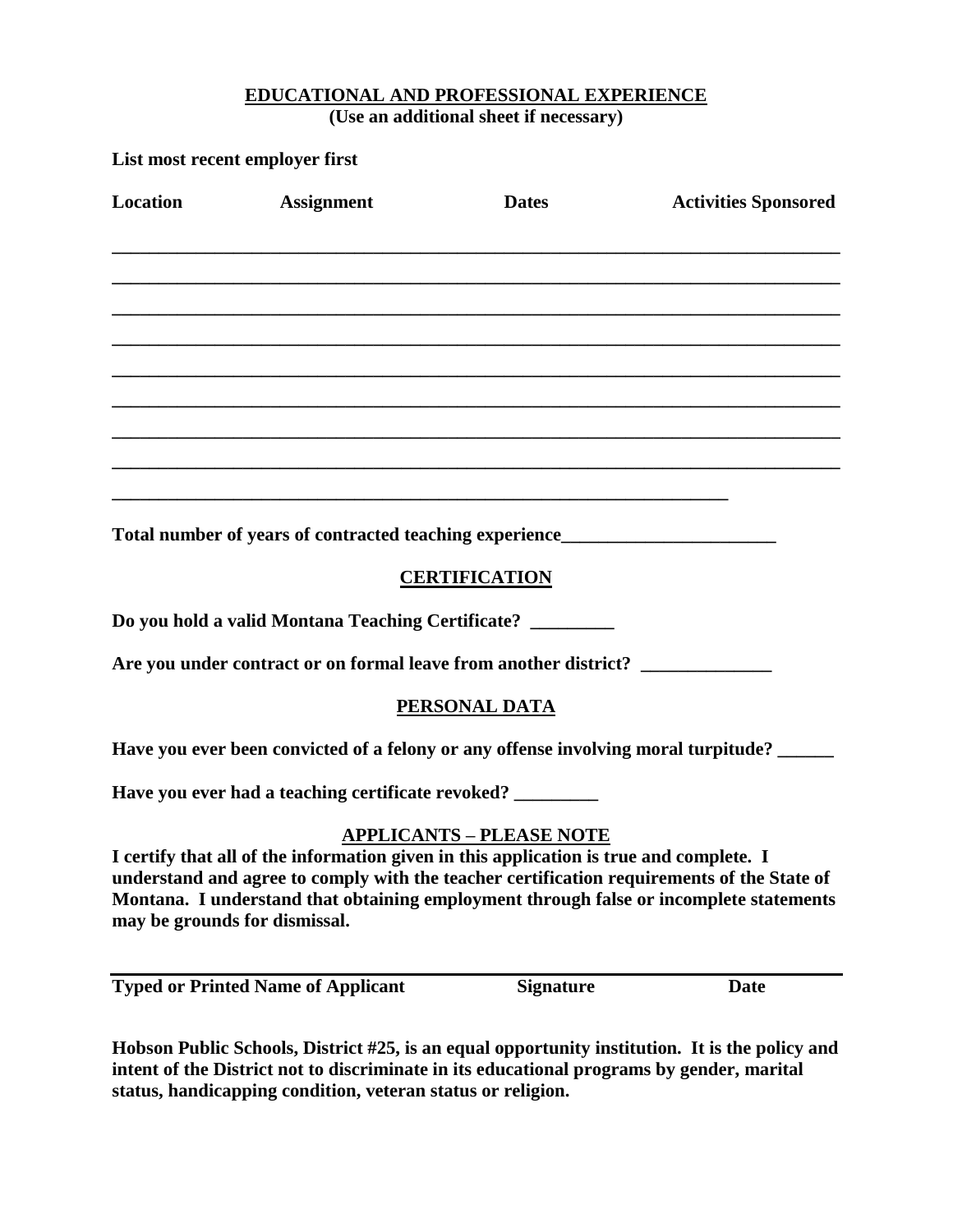## EDUCATIONAL AND PROFESSIONAL EXPERIENCE

**(Use an additional sheet if necessary)**

**List most recent employer first**

| Location | Assignment | Dates | Activities Sponsored |
|---|---|---|---|
| | | | |
| | | | |
| | | | |
| | | | |
| | | | |
| | | | |
| | | | |
| | | | |
| | | | |

**Total number of years of contracted teaching experience_______________________**

## CERTIFICATION

**Do you hold a valid Montana Teaching Certificate? _________**

**Are you under contract or on formal leave from another district? ______________**

## PERSONAL DATA

**Have you ever been convicted of a felony or any offense involving moral turpitude? ______**

**Have you ever had a teaching certificate revoked? _________**

## APPLICANTS – PLEASE NOTE

**I certify that all of the information given in this application is true and complete. I understand and agree to comply with the teacher certification requirements of the State of Montana. I understand that obtaining employment through false or incomplete statements may be grounds for dismissal.**

| Typed or Printed Name of Applicant | Signature | Date |
|---|---|---|
| | | |

**Hobson Public Schools, District #25, is an equal opportunity institution. It is the policy and intent of the District not to discriminate in its educational programs by gender, marital status, handicapping condition, veteran status or religion.**